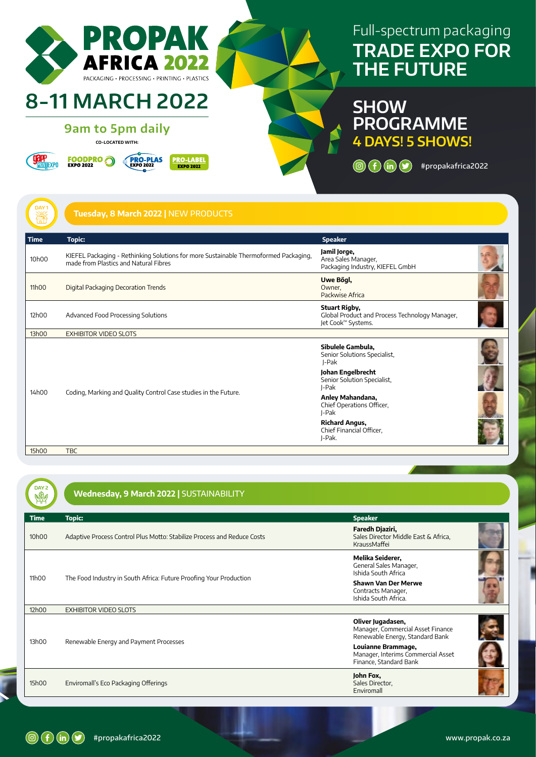# PROPAK AFRICA 2022

PACKAGING • PROCESSING • PRINTING • PLASTICS

# 8-11 MARCH 2022

## 9am to 5pm daily

CO-LOCATED WITH:

GAPP PRINTEXPO · FOODPRO EXPO 2022 · PRO-PLAS EXPO 2022 · PRO-LABEL EXPO 2022

Full-spectrum packaging

# TRADE EXPO FOR THE FUTURE

# SHOW PROGRAMME

## 4 DAYS! 5 SHOWS!

#propakafrica2022

## DAY 1 — Tuesday, 8 March 2022 | NEW PRODUCTS

| Time | Topic: | Speaker |
|---|---|---|
| 10h00 | KIEFEL Packaging - Rethinking Solutions for more Sustainable Thermoformed Packaging, made from Plastics and Natural Fibres | **Jamil Jorge,** Area Sales Manager, Packaging Industry, KIEFEL GmbH |
| 11h00 | Digital Packaging Decoration Trends | **Uwe Bőgl,** Owner, Packwise Africa |
| 12h00 | Advanced Food Processing Solutions | **Stuart Rigby,** Global Product and Process Technology Manager, Jet Cook™ Systems. |
| 13h00 | EXHIBITOR VIDEO SLOTS | |
| 14h00 | Coding, Marking and Quality Control Case studies in the Future. | **Sibulele Gambula,** Senior Solutions Specialist, J-Pak<br>**Johan Engelbrecht** Senior Solution Specialist, J-Pak<br>**Anley Mahandana,** Chief Operations Officer, J-Pak<br>**Richard Angus,** Chief Financial Officer, J-Pak. |
| 15h00 | TBC | |

## DAY 2 — Wednesday, 9 March 2022 | SUSTAINABILITY

| Time | Topic: | Speaker |
|---|---|---|
| 10h00 | Adaptive Process Control Plus Motto: Stabilize Process and Reduce Costs | **Faredh Djaziri,** Sales Director Middle East & Africa, KraussMaffei |
| 11h00 | The Food Industry in South Africa: Future Proofing Your Production | **Melika Seiderer,** General Sales Manager, Ishida South Africa<br>**Shawn Van Der Merwe** Contracts Manager, Ishida South Africa. |
| 12h00 | EXHIBITOR VIDEO SLOTS | |
| 13h00 | Renewable Energy and Payment Processes | **Oliver Jugadasen,** Manager, Commercial Asset Finance Renewable Energy, Standard Bank<br>**Louianne Brammage,** Manager, Interims Commercial Asset Finance, Standard Bank |
| 15h00 | Enviromall's Eco Packaging Offerings | **John Fox,** Sales Director, Enviromall |

#propakafrica2022

www.propak.co.za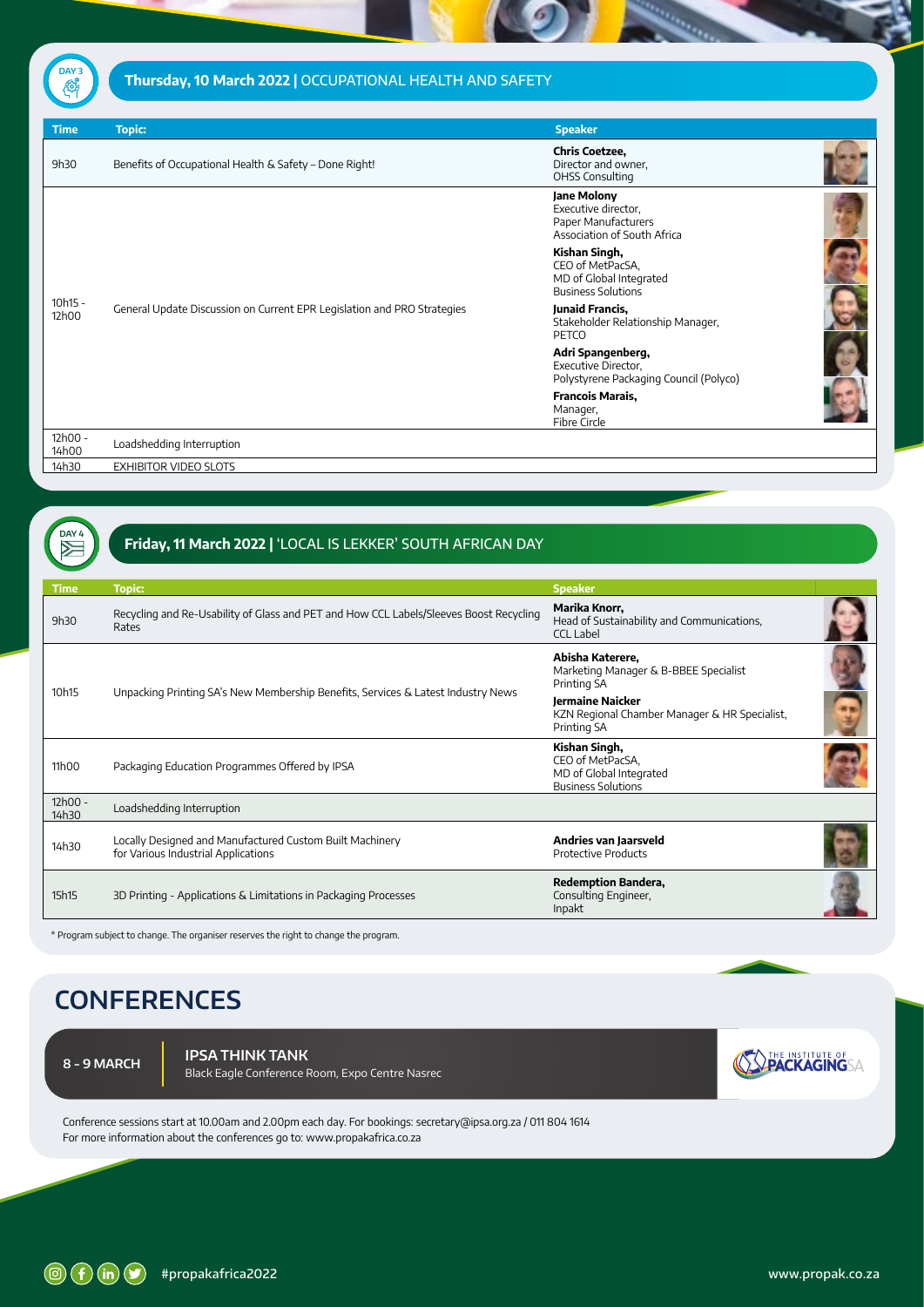## DAY 3 — Thursday, 10 March 2022 | OCCUPATIONAL HEALTH AND SAFETY

| Time | Topic: | Speaker |
|---|---|---|
| 9h30 | Benefits of Occupational Health & Safety – Done Right! | **Chris Coetzee,** Director and owner, OHSS Consulting |
| 10h15 - 12h00 | General Update Discussion on Current EPR Legislation and PRO Strategies | **Jane Molony** Executive director, Paper Manufacturers Association of South Africa<br>**Kishan Singh,** CEO of MetPacSA, MD of Global Integrated Business Solutions<br>**Junaid Francis,** Stakeholder Relationship Manager, PETCO<br>**Adri Spangenberg,** Executive Director, Polystyrene Packaging Council (Polyco)<br>**Francois Marais,** Manager, Fibre Circle |
| 12h00 - 14h00 | Loadshedding Interruption | |
| 14h30 | EXHIBITOR VIDEO SLOTS | |

## DAY 4 — Friday, 11 March 2022 | 'LOCAL IS LEKKER' SOUTH AFRICAN DAY

| Time | Topic: | Speaker |
|---|---|---|
| 9h30 | Recycling and Re-Usability of Glass and PET and How CCL Labels/Sleeves Boost Recycling Rates | **Marika Knorr,** Head of Sustainability and Communications, CCL Label |
| 10h15 | Unpacking Printing SA's New Membership Benefits, Services & Latest Industry News | **Abisha Katerere,** Marketing Manager & B-BBEE Specialist Printing SA<br>**Jermaine Naicker** KZN Regional Chamber Manager & HR Specialist, Printing SA |
| 11h00 | Packaging Education Programmes Offered by IPSA | **Kishan Singh,** CEO of MetPacSA, MD of Global Integrated Business Solutions |
| 12h00 - 14h30 | Loadshedding Interruption | |
| 14h30 | Locally Designed and Manufactured Custom Built Machinery for Various Industrial Applications | **Andries van Jaarsveld** Protective Products |
| 15h15 | 3D Printing - Applications & Limitations in Packaging Processes | **Redemption Bandera,** Consulting Engineer, Inpakt |

\* Program subject to change. The organiser reserves the right to change the program.

# CONFERENCES

**8 - 9 MARCH** | **IPSA THINK TANK**
Black Eagle Conference Room, Expo Centre Nasrec

THE INSTITUTE OF PACKAGING SA

Conference sessions start at 10.00am and 2.00pm each day. For bookings: secretary@ipsa.org.za / 011 804 1614
For more information about the conferences go to: www.propakafrica.co.za

#propakafrica2022

www.propak.co.za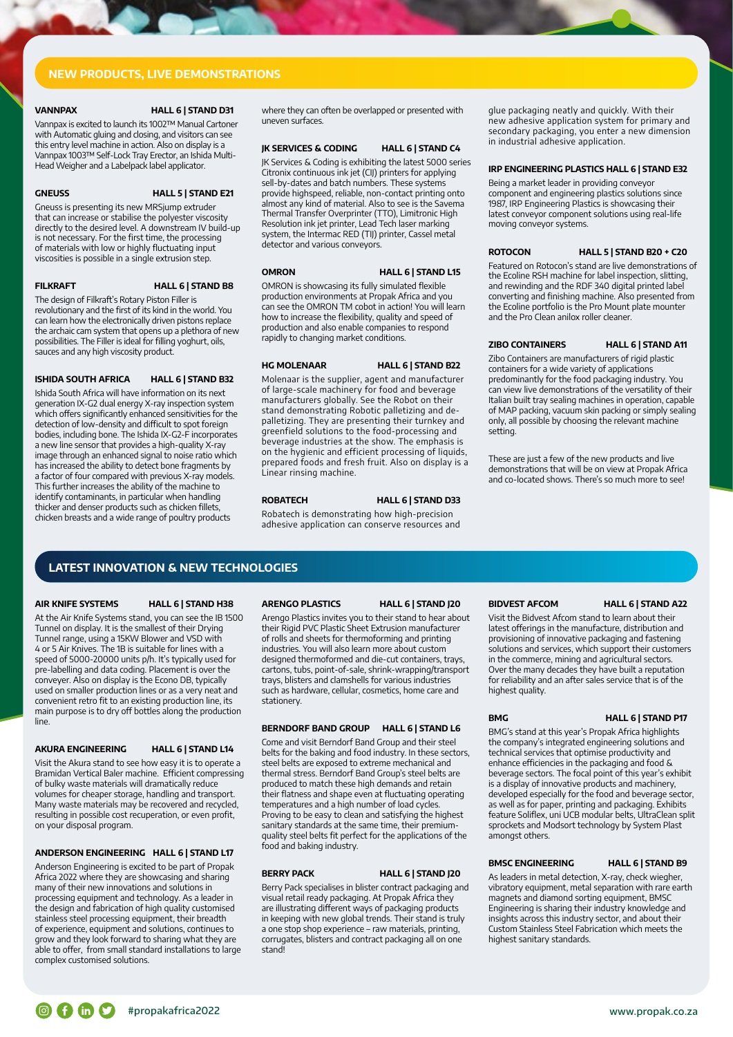## NEW PRODUCTS, LIVE DEMONSTRATIONS

**VANNPAX** **HALL 6 | STAND D31**

Vannpax is excited to launch its 1002TM Manual Cartoner with Automatic gluing and closing, and visitors can see this entry level machine in action. Also on display is a Vannpax 1003TM Self-Lock Tray Erector, an Ishida Multi-Head Weigher and a Labelpack label applicator.

**GNEUSS** **HALL 5 | STAND E21**

Gneuss is presenting its new MRSjump extruder that can increase or stabilise the polyester viscosity directly to the desired level. A downstream IV build-up is not necessary. For the first time, the processing of materials with low or highly fluctuating input viscosities is possible in a single extrusion step.

**FILKRAFT** **HALL 6 | STAND B8**

The design of Filkraft's Rotary Piston Filler is revolutionary and the first of its kind in the world. You can learn how the electronically driven pistons replace the archaic cam system that opens up a plethora of new possibilities. The Filler is ideal for filling yoghurt, oils, sauces and any high viscosity product.

**ISHIDA SOUTH AFRICA** **HALL 6 | STAND B32**

Ishida South Africa will have information on its next generation IX-G2 dual energy X-ray inspection system which offers significantly enhanced sensitivities for the detection of low-density and difficult to spot foreign bodies, including bone. The Ishida IX-G2-F incorporates a new line sensor that provides a high-quality X-ray image through an enhanced signal to noise ratio which has increased the ability to detect bone fragments by a factor of four compared with previous X-ray models. This further increases the ability of the machine to identify contaminants, in particular when handling thicker and denser products such as chicken fillets, chicken breasts and a wide range of poultry products where they can often be overlapped or presented with uneven surfaces.

**JK SERVICES & CODING** **HALL 6 | STAND C4**

JK Services & Coding is exhibiting the latest 5000 series Citronix continuous ink jet (CIJ) printers for applying sell-by-dates and batch numbers. These systems provide highspeed, reliable, non-contact printing onto almost any kind of material. Also to see is the Savema Thermal Transfer Overprinter (TTO), Limitronic High Resolution ink jet printer, Lead Tech laser marking system, the Intermac RED (TIJ) printer, Cassel metal detector and various conveyors.

**OMRON** **HALL 6 | STAND L15**

OMRON is showcasing its fully simulated flexible production environments at Propak Africa and you can see the OMRON TM cobot in action! You will learn how to increase the flexibility, quality and speed of production and also enable companies to respond rapidly to changing market conditions.

**HG MOLENAAR** **HALL 6 | STAND B22**

Molenaar is the supplier, agent and manufacturer of large-scale machinery for food and beverage manufacturers globally. See the Robot on their stand demonstrating Robotic palletizing and de-palletizing. They are presenting their turnkey and greenfield solutions to the food-processing and beverage industries at the show. The emphasis is on the hygienic and efficient processing of liquids, prepared foods and fresh fruit. Also on display is a Linear rinsing machine.

**ROBATECH** **HALL 6 | STAND D33**

Robatech is demonstrating how high-precision adhesive application can conserve resources and glue packaging neatly and quickly. With their new adhesive application system for primary and secondary packaging, you enter a new dimension in industrial adhesive application.

**IRP ENGINEERING PLASTICS** **HALL 6 | STAND E32**

Being a market leader in providing conveyor component and engineering plastics solutions since 1987, IRP Engineering Plastics is showcasing their latest conveyor component solutions using real-life moving conveyor systems.

**ROTOCON** **HALL 5 | STAND B20 + C20**

Featured on Rotocon's stand are live demonstrations of the Ecoline RSH machine for label inspection, slitting, and rewinding and the RDF 340 digital printed label converting and finishing machine. Also presented from the Ecoline portfolio is the Pro Mount plate mounter and the Pro Clean anilox roller cleaner.

**ZIBO CONTAINERS** **HALL 6 | STAND A11**

Zibo Containers are manufacturers of rigid plastic containers for a wide variety of applications predominantly for the food packaging industry. You can view live demonstrations of the versatility of their Italian built tray sealing machines in operation, capable of MAP packing, vacuum skin packing or simply sealing only, all possible by choosing the relevant machine setting.

These are just a few of the new products and live demonstrations that will be on view at Propak Africa and co-located shows. There's so much more to see!

## LATEST INNOVATION & NEW TECHNOLOGIES

**AIR KNIFE SYSTEMS** **HALL 6 | STAND H38**

At the Air Knife Systems stand, you can see the IB 1500 Tunnel on display. It is the smallest of their Drying Tunnel range, using a 15KW Blower and VSD with 4 or 5 Air Knives. The 1B is suitable for lines with a speed of 5000-20000 units p/h. It's typically used for pre-labelling and data coding. Placement is over the conveyor. Also on display is the Econo DB, typically used on smaller production lines or as a very neat and convenient retro fit to an existing production line, its main purpose is to dry off bottles along the production line.

**AKURA ENGINEERING** **HALL 6 | STAND L14**

Visit the Akura stand to see how easy it is to operate a Bramidan Vertical Baler machine. Efficient compressing of bulky waste materials will dramatically reduce volumes for cheaper storage, handling and transport. Many waste materials may be recovered and recycled, resulting in possible cost recuperation, or even profit, on your disposal program.

**ANDERSON ENGINEERING** **HALL 6 | STAND L17**

Anderson Engineering is excited to be part of Propak Africa 2022 where they are showcasing and sharing many of their new innovations and solutions in processing equipment and technology. As a leader in the design and fabrication of high quality customised stainless steel processing equipment, their breadth of experience, equipment and solutions, continues to grow and they look forward to sharing what they are able to offer, from small standard installations to large complex customised solutions.

**ARENGO PLASTICS** **HALL 6 | STAND J20**

Arengo Plastics invites you to their stand to hear about their Rigid PVC Plastic Sheet Extrusion manufacturer of rolls and sheets for thermoforming and printing industries. You will also learn more about custom designed thermoformed and die-cut containers, trays, cartons, tubs, point-of-sale, shrink-wrapping/transport trays, blisters and clamshells for various industries such as hardware, cellular, cosmetics, home care and stationery.

**BERNDORF BAND GROUP** **HALL 6 | STAND L6**

Come and visit Berndorf Band Group and their steel belts for the baking and food industry. In these sectors, steel belts are exposed to extreme mechanical and thermal stress. Berndorf Band Group's steel belts are produced to match these high demands and retain their flatness and shape even at fluctuating operating temperatures and a high number of load cycles. Proving to be easy to clean and satisfying the highest sanitary standards at the same time, their premium-quality steel belts fit perfect for the applications of the food and baking industry.

**BERRY PACK** **HALL 6 | STAND J20**

Berry Pack specialises in blister contract packaging and visual retail ready packaging. At Propak Africa they are illustrating different ways of packaging products in keeping with new global trends. Their stand is truly a one stop shop experience – raw materials, printing, corrugates, blisters and contract packaging all on one stand!

**BIDVEST AFCOM** **HALL 6 | STAND A22**

Visit the Bidvest Afcom stand to learn about their latest offerings in the manufacture, distribution and provisioning of innovative packaging and fastening solutions and services, which support their customers in the commerce, mining and agricultural sectors. Over the many decades they have built a reputation for reliability and an after sales service that is of the highest quality.

**BMG** **HALL 6 | STAND P17**

BMG's stand at this year's Propak Africa highlights the company's integrated engineering solutions and technical services that optimise productivity and enhance efficiencies in the packaging and food & beverage sectors. The focal point of this year's exhibit is a display of innovative products and machinery, developed especially for the food and beverage sector, as well as for paper, printing and packaging. Exhibits feature Soliflex, uni UCB modular belts, UltraClean split sprockets and Modsort technology by System Plast amongst others.

**BMSC ENGINEERING** **HALL 6 | STAND B9**

As leaders in metal detection, X-ray, check wiegher, vibratory equipment, metal separation with rare earth magnets and diamond sorting equipment, BMSC Engineering is sharing their industry knowledge and insights across this industry sector, and about their Custom Stainless Steel Fabrication which meets the highest sanitary standards.

#propakafrica2022 www.propak.co.za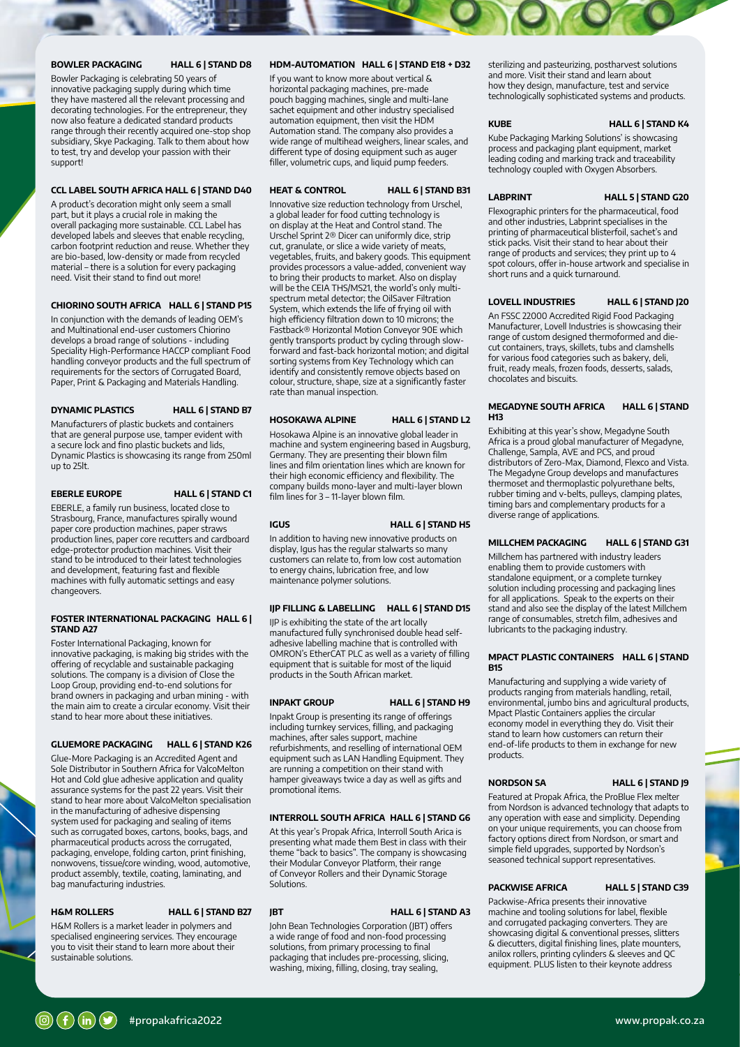### BOWLER PACKAGING HALL 6 | STAND D8

Bowler Packaging is celebrating 50 years of innovative packaging supply during which time they have mastered all the relevant processing and decorating technologies. For the entrepreneur, they now also feature a dedicated standard products range through their recently acquired one-stop shop subsidiary, Skye Packaging. Talk to them about how to test, try and develop your passion with their support!

### CCL LABEL SOUTH AFRICA HALL 6 | STAND D40

A product's decoration might only seem a small part, but it plays a crucial role in making the overall packaging more sustainable. CCL Label has developed labels and sleeves that enable recycling, carbon footprint reduction and reuse. Whether they are bio-based, low-density or made from recycled material – there is a solution for every packaging need. Visit their stand to find out more!

### CHIORINO SOUTH AFRICA HALL 6 | STAND P15

In conjunction with the demands of leading OEM's and Multinational end-user customers Chiorino develops a broad range of solutions - including Speciality High-Performance HACCP compliant Food handling conveyor products and the full spectrum of requirements for the sectors of Corrugated Board, Paper, Print & Packaging and Materials Handling.

### DYNAMIC PLASTICS HALL 6 | STAND B7

Manufacturers of plastic buckets and containers that are general purpose use, tamper evident with a secure lock and fino plastic buckets and lids, Dynamic Plastics is showcasing its range from 250ml up to 25lt.

### EBERLE EUROPE HALL 6 | STAND C1

EBERLE, a family run business, located close to Strasbourg, France, manufactures spirally wound paper core production machines, paper straws production lines, paper core recutters and cardboard edge-protector production machines. Visit their stand to be introduced to their latest technologies and development, featuring fast and flexible machines with fully automatic settings and easy changeovers.

### FOSTER INTERNATIONAL PACKAGING HALL 6 | STAND A27

Foster International Packaging, known for innovative packaging, is making big strides with the offering of recyclable and sustainable packaging solutions. The company is a division of Close the Loop Group, providing end-to-end solutions for brand owners in packaging and urban mining - with the main aim to create a circular economy. Visit their stand to hear more about these initiatives.

### GLUEMORE PACKAGING HALL 6 | STAND K26

Glue-More Packaging is an Accredited Agent and Sole Distributor in Southern Africa for ValcoMelton Hot and Cold glue adhesive application and quality assurance systems for the past 22 years. Visit their stand to hear more about ValcoMelton specialisation in the manufacturing of adhesive dispensing system used for packaging and sealing of items such as corrugated boxes, cartons, books, bags, and pharmaceutical products across the corrugated, packaging, envelope, folding carton, print finishing, nonwovens, tissue/core winding, wood, automotive, product assembly, textile, coating, laminating, and bag manufacturing industries.

### H&M ROLLERS HALL 6 | STAND B27

H&M Rollers is a market leader in polymers and specialised engineering services. They encourage you to visit their stand to learn more about their sustainable solutions.

### HDM-AUTOMATION HALL 6 | STAND E18 + D32

If you want to know more about vertical & horizontal packaging machines, pre-made pouch bagging machines, single and multi-lane sachet equipment and other industry specialised automation equipment, then visit the HDM Automation stand. The company also provides a wide range of multihead weighers, linear scales, and different type of dosing equipment such as auger filler, volumetric cups, and liquid pump feeders.

### HEAT & CONTROL HALL 6 | STAND B31

Innovative size reduction technology from Urschel, a global leader for food cutting technology is on display at the Heat and Control stand. The Urschel Sprint 2® Dicer can uniformly dice, strip cut, granulate, or slice a wide variety of meats, vegetables, fruits, and bakery goods. This equipment provides processors a value-added, convenient way to bring their products to market. Also on display will be the CEIA THS/MS21, the world's only multi-spectrum metal detector; the OilSaver Filtration System, which extends the life of frying oil with high efficiency filtration down to 10 microns; the Fastback® Horizontal Motion Conveyor 90E which gently transports product by cycling through slow-forward and fast-back horizontal motion; and digital sorting systems from Key Technology which can identify and consistently remove objects based on colour, structure, shape, size at a significantly faster rate than manual inspection.

### HOSOKAWA ALPINE HALL 6 | STAND L2

Hosokawa Alpine is an innovative global leader in machine and system engineering based in Augsburg, Germany. They are presenting their blown film lines and film orientation lines which are known for their high economic efficiency and flexibility. The company builds mono-layer and multi-layer blown film lines for 3 – 11-layer blown film.

### IGUS HALL 6 | STAND H5

In addition to having new innovative products on display, Igus has the regular stalwarts so many customers can relate to, from low cost automation to energy chains, lubrication free, and low maintenance polymer solutions.

### IJP FILLING & LABELLING HALL 6 | STAND D15

IJP is exhibiting the state of the art locally manufactured fully synchronised double head self-adhesive labelling machine that is controlled with OMRON's EtherCAT PLC as well as a variety of filling equipment that is suitable for most of the liquid products in the South African market.

### INPAKT GROUP HALL 6 | STAND H9

Inpakt Group is presenting its range of offerings including turnkey services, filling, and packaging machines, after sales support, machine refurbishments, and reselling of international OEM equipment such as LAN Handling Equipment. They are running a competition on their stand with hamper giveaways twice a day as well as gifts and promotional items.

### INTERROLL SOUTH AFRICA HALL 6 | STAND G6

At this year's Propak Africa, Interroll South Arica is presenting what made them Best in class with their theme "back to basics". The company is showcasing their Modular Conveyor Platform, their range of Conveyor Rollers and their Dynamic Storage Solutions.

### JBT HALL 6 | STAND A3

John Bean Technologies Corporation (JBT) offers a wide range of food and non-food processing solutions, from primary processing to final packaging that includes pre-processing, slicing, washing, mixing, filling, closing, tray sealing, sterilizing and pasteurizing, postharvest solutions and more. Visit their stand and learn about how they design, manufacture, test and service technologically sophisticated systems and products.

### KUBE HALL 6 | STAND K4

Kube Packaging Marking Solutions' is showcasing process and packaging plant equipment, market leading coding and marking track and traceability technology coupled with Oxygen Absorbers.

### LABPRINT HALL 5 | STAND G20

Flexographic printers for the pharmaceutical, food and other industries, Labprint specialises in the printing of pharmaceutical blisterfoil, sachet's and stick packs. Visit their stand to hear about their range of products and services; they print up to 4 spot colours, offer in-house artwork and specialise in short runs and a quick turnaround.

### LOVELL INDUSTRIES HALL 6 | STAND J20

An FSSC 22000 Accredited Rigid Food Packaging Manufacturer, Lovell Industries is showcasing their range of custom designed thermoformed and die-cut containers, trays, skillets, tubs and clamshells for various food categories such as bakery, deli, fruit, ready meals, frozen foods, desserts, salads, chocolates and biscuits.

### MEGADYNE SOUTH AFRICA HALL 6 | STAND H13

Exhibiting at this year's show, Megadyne South Africa is a proud global manufacturer of Megadyne, Challenge, Sampla, AVE and PCS, and proud distributors of Zero-Max, Diamond, Flexco and Vista. The Megadyne Group develops and manufactures thermoset and thermoplastic polyurethane belts, rubber timing and v-belts, pulleys, clamping plates, timing bars and complementary products for a diverse range of applications.

### MILLCHEM PACKAGING HALL 6 | STAND G31

Millchem has partnered with industry leaders enabling them to provide customers with standalone equipment, or a complete turnkey solution including processing and packaging lines for all applications. Speak to the experts on their stand and also see the display of the latest Millchem range of consumables, stretch film, adhesives and lubricants to the packaging industry.

### MPACT PLASTIC CONTAINERS HALL 6 | STAND B15

Manufacturing and supplying a wide variety of products ranging from materials handling, retail, environmental, jumbo bins and agricultural products, Mpact Plastic Containers applies the circular economy model in everything they do. Visit their stand to learn how customers can return their end-of-life products to them in exchange for new products.

### NORDSON SA HALL 6 | STAND J9

Featured at Propak Africa, the ProBlue Flex melter from Nordson is advanced technology that adapts to any operation with ease and simplicity. Depending on your unique requirements, you can choose from factory options direct from Nordson, or smart and simple field upgrades, supported by Nordson's seasoned technical support representatives.

### PACKWISE AFRICA HALL 5 | STAND C39

Packwise-Africa presents their innovative machine and tooling solutions for label, flexible and corrugated packaging converters. They are showcasing digital & conventional presses, slitters & diecutters, digital finishing lines, plate mounters, anilox rollers, printing cylinders & sleeves and QC equipment. PLUS listen to their keynote address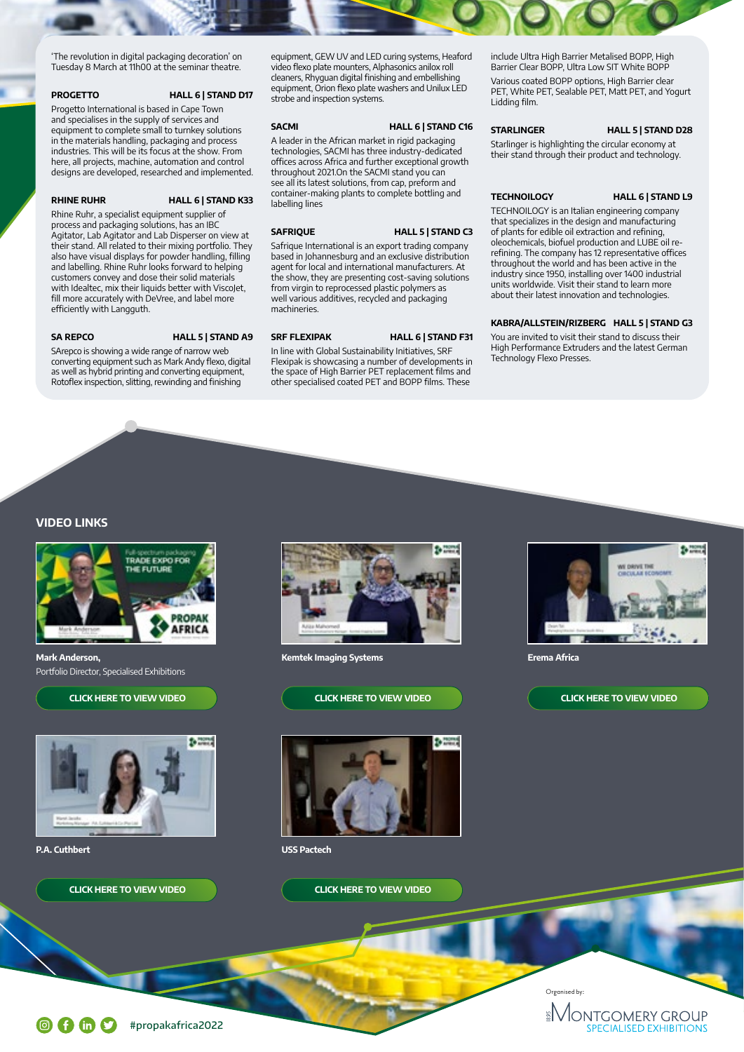'The revolution in digital packaging decoration' on Tuesday 8 March at 11h00 at the seminar theatre.

**PROGETTO** **HALL 6 | STAND D17**

Progetto International is based in Cape Town and specialises in the supply of services and equipment to complete small to turnkey solutions in the materials handling, packaging and process industries. This will be its focus at the show. From here, all projects, machine, automation and control designs are developed, researched and implemented.

**RHINE RUHR** **HALL 6 | STAND K33**

Rhine Ruhr, a specialist equipment supplier of process and packaging solutions, has an IBC Agitator, Lab Agitator and Lab Disperser on view at their stand. All related to their mixing portfolio. They also have visual displays for powder handling, filling and labelling. Rhine Ruhr looks forward to helping customers convey and dose their solid materials with Idealtec, mix their liquids better with ViscoJet, fill more accurately with DeVree, and label more efficiently with Langguth.

**SA REPCO** **HALL 5 | STAND A9**

SArepco is showing a wide range of narrow web converting equipment such as Mark Andy flexo, digital as well as hybrid printing and converting equipment, Rotoflex inspection, slitting, rewinding and finishing equipment, GEW UV and LED curing systems, Heaford video flexo plate mounters, Alphasonics anilox roll cleaners, Rhyguan digital finishing and embellishing equipment, Orion flexo plate washers and Unilux LED strobe and inspection systems.

**SACMI** **HALL 6 | STAND C16**

A leader in the African market in rigid packaging technologies, SACMI has three industry-dedicated offices across Africa and further exceptional growth throughout 2021.On the SACMI stand you can see all its latest solutions, from cap, preform and container-making plants to complete bottling and labelling lines

**SAFRIQUE** **HALL 5 | STAND C3**

Safrique International is an export trading company based in Johannesburg and an exclusive distribution agent for local and international manufacturers. At the show, they are presenting cost-saving solutions from virgin to reprocessed plastic polymers as well various additives, recycled and packaging machineries.

**SRF FLEXIPAK** **HALL 6 | STAND F31**

In line with Global Sustainability Initiatives, SRF Flexipak is showcasing a number of developments in the space of High Barrier PET replacement films and other specialised coated PET and BOPP films. These include Ultra High Barrier Metalised BOPP, High Barrier Clear BOPP, Ultra Low SIT White BOPP

Various coated BOPP options, High Barrier clear PET, White PET, Sealable PET, Matt PET, and Yogurt Lidding film.

**STARLINGER** **HALL 5 | STAND D28**

Starlinger is highlighting the circular economy at their stand through their product and technology.

**TECHNOILOGY** **HALL 6 | STAND L9**

TECHNOILOGY is an Italian engineering company that specializes in the design and manufacturing of plants for edible oil extraction and refining, oleochemicals, biofuel production and LUBE oil re-refining. The company has 12 representative offices throughout the world and has been active in the industry since 1950, installing over 1400 industrial units worldwide. Visit their stand to learn more about their latest innovation and technologies.

**KABRA/ALLSTEIN/RIZBERG** **HALL 5 | STAND G3**

You are invited to visit their stand to discuss their High Performance Extruders and the latest German Technology Flexo Presses.

## VIDEO LINKS

**Mark Anderson,**
Portfolio Director, Specialised Exhibitions

CLICK HERE TO VIEW VIDEO

**Kemtek Imaging Systems**

CLICK HERE TO VIEW VIDEO

**Erema Africa**

CLICK HERE TO VIEW VIDEO

**P.A. Cuthbert**

CLICK HERE TO VIEW VIDEO

**USS Pactech**

CLICK HERE TO VIEW VIDEO

#propakafrica2022

Organised by: Montgomery Group Specialised Exhibitions